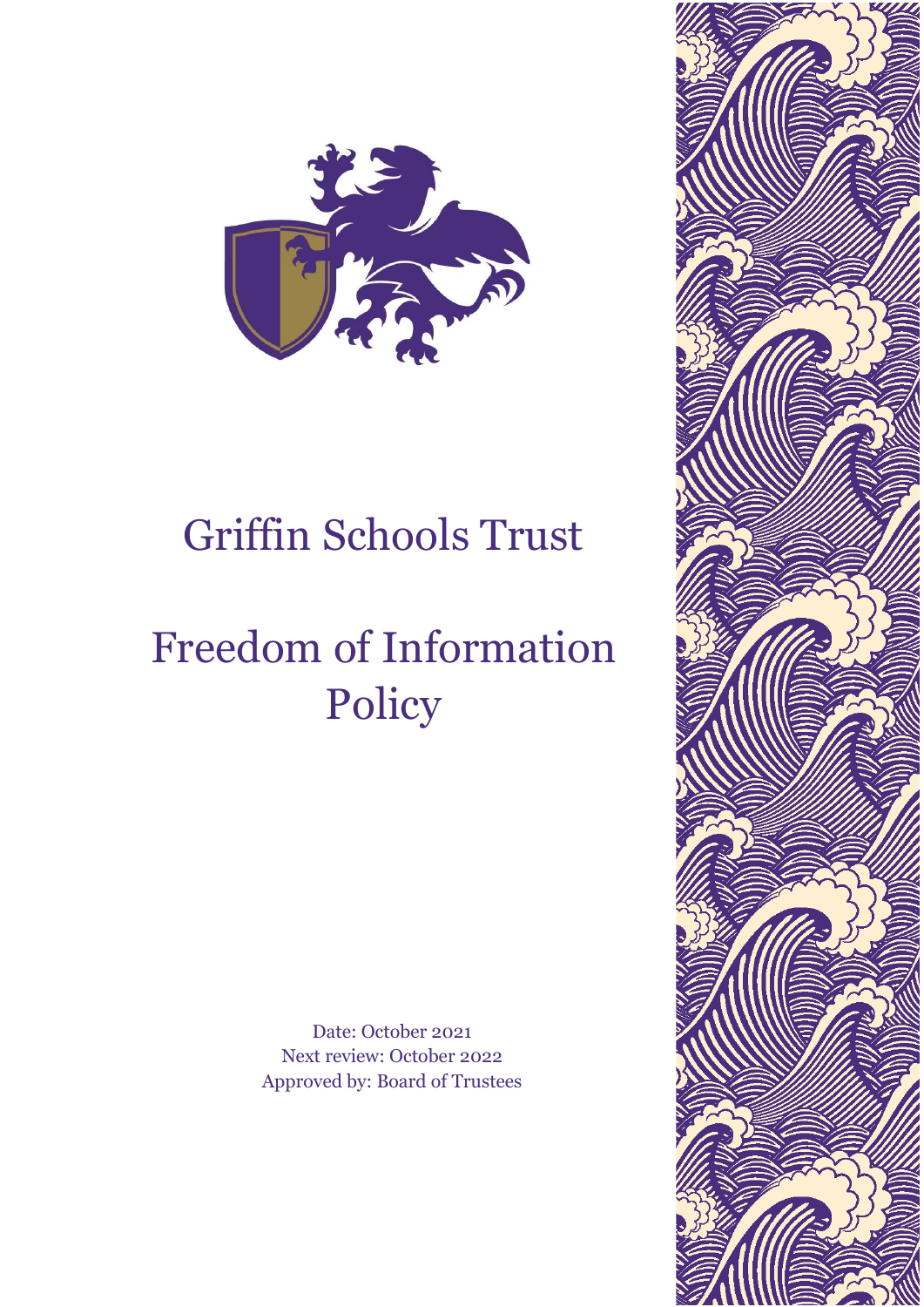# Griffin Schools Trust

# Freedom of Information Policy

Date: October 2021
Next review: October 2022
Approved by: Board of Trustees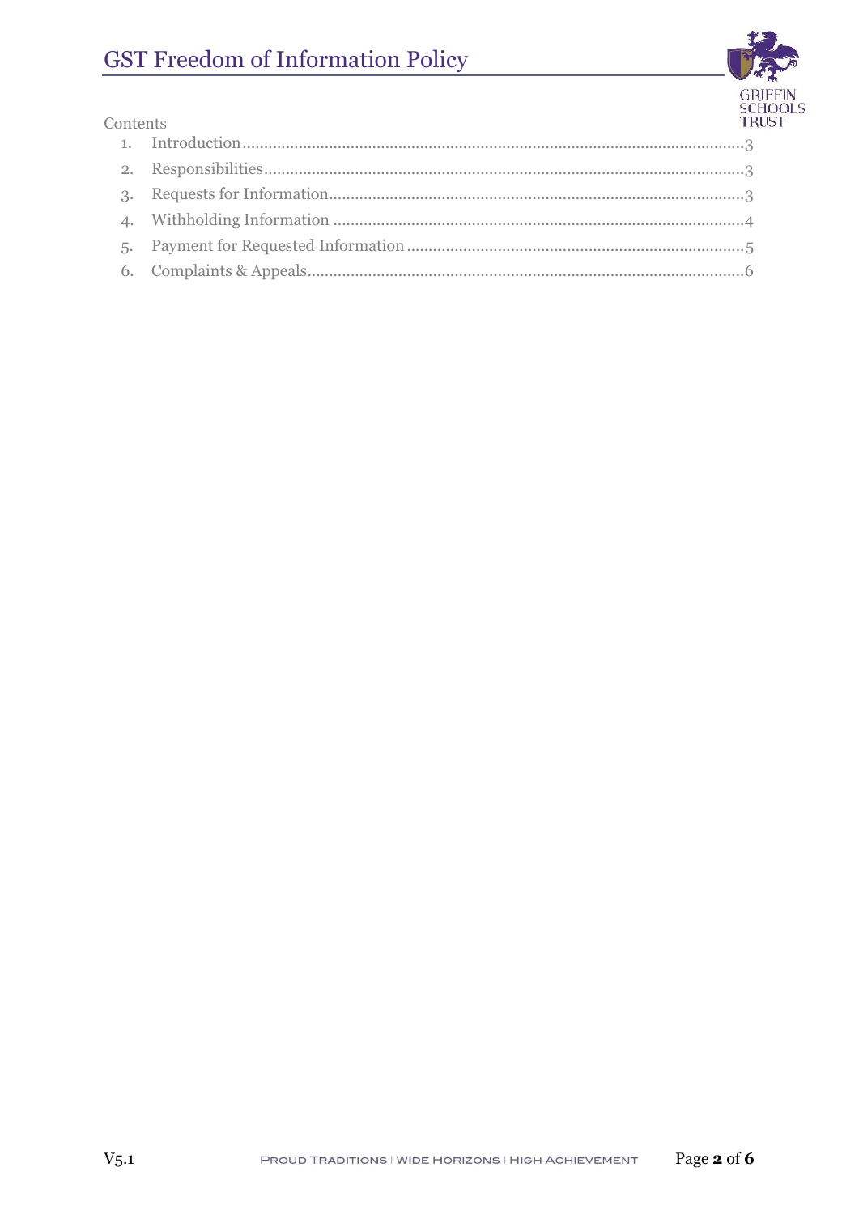Contents

1. Introduction.....3
2. Responsibilities.....3
3. Requests for Information.....3
4. Withholding Information.....4
5. Payment for Requested Information.....5
6. Complaints & Appeals.....6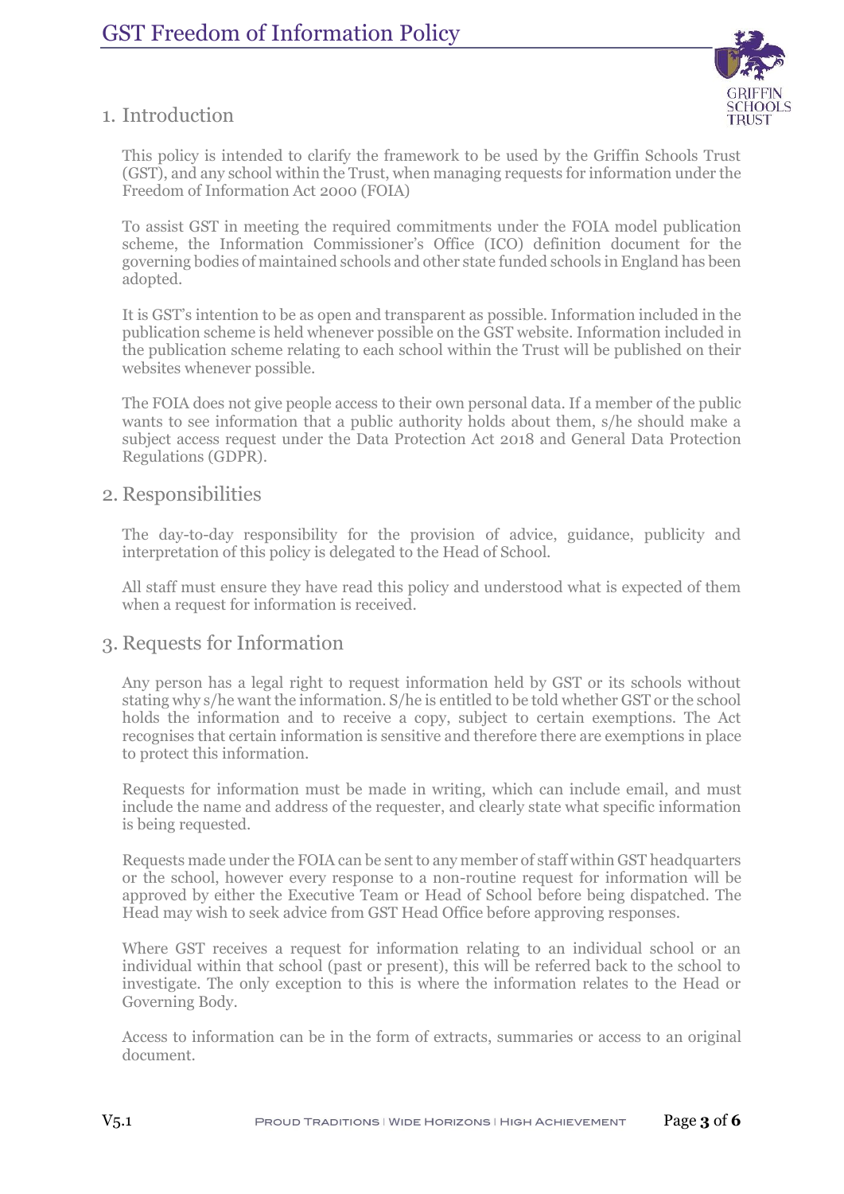## 1. Introduction

This policy is intended to clarify the framework to be used by the Griffin Schools Trust (GST), and any school within the Trust, when managing requests for information under the Freedom of Information Act 2000 (FOIA)

To assist GST in meeting the required commitments under the FOIA model publication scheme, the Information Commissioner's Office (ICO) definition document for the governing bodies of maintained schools and other state funded schools in England has been adopted.

It is GST's intention to be as open and transparent as possible. Information included in the publication scheme is held whenever possible on the GST website. Information included in the publication scheme relating to each school within the Trust will be published on their websites whenever possible.

The FOIA does not give people access to their own personal data. If a member of the public wants to see information that a public authority holds about them, s/he should make a subject access request under the Data Protection Act 2018 and General Data Protection Regulations (GDPR).

## 2. Responsibilities

The day-to-day responsibility for the provision of advice, guidance, publicity and interpretation of this policy is delegated to the Head of School.

All staff must ensure they have read this policy and understood what is expected of them when a request for information is received.

## 3. Requests for Information

Any person has a legal right to request information held by GST or its schools without stating why s/he want the information. S/he is entitled to be told whether GST or the school holds the information and to receive a copy, subject to certain exemptions. The Act recognises that certain information is sensitive and therefore there are exemptions in place to protect this information.

Requests for information must be made in writing, which can include email, and must include the name and address of the requester, and clearly state what specific information is being requested.

Requests made under the FOIA can be sent to any member of staff within GST headquarters or the school, however every response to a non-routine request for information will be approved by either the Executive Team or Head of School before being dispatched. The Head may wish to seek advice from GST Head Office before approving responses.

Where GST receives a request for information relating to an individual school or an individual within that school (past or present), this will be referred back to the school to investigate. The only exception to this is where the information relates to the Head or Governing Body.

Access to information can be in the form of extracts, summaries or access to an original document.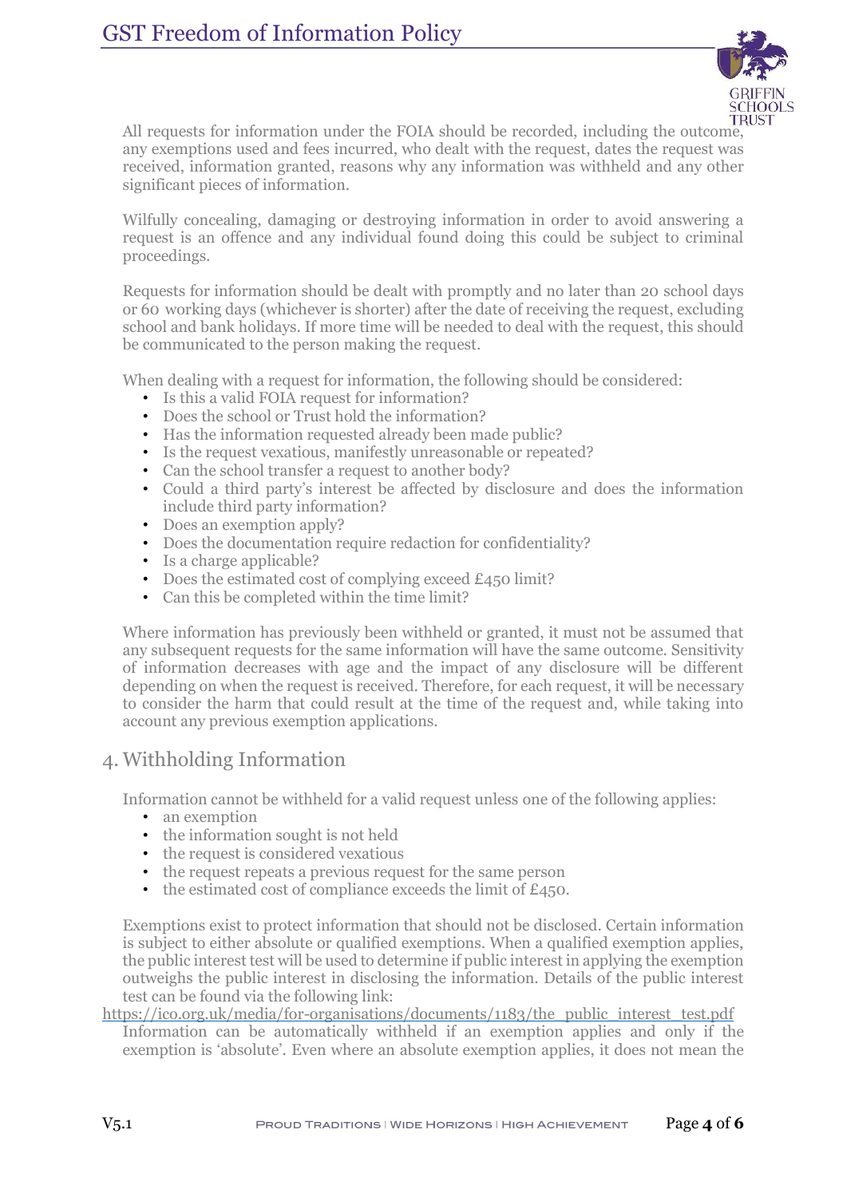All requests for information under the FOIA should be recorded, including the outcome, any exemptions used and fees incurred, who dealt with the request, dates the request was received, information granted, reasons why any information was withheld and any other significant pieces of information.

Wilfully concealing, damaging or destroying information in order to avoid answering a request is an offence and any individual found doing this could be subject to criminal proceedings.

Requests for information should be dealt with promptly and no later than 20 school days or 60 working days (whichever is shorter) after the date of receiving the request, excluding school and bank holidays. If more time will be needed to deal with the request, this should be communicated to the person making the request.

When dealing with a request for information, the following should be considered:

- Is this a valid FOIA request for information?
- Does the school or Trust hold the information?
- Has the information requested already been made public?
- Is the request vexatious, manifestly unreasonable or repeated?
- Can the school transfer a request to another body?
- Could a third party's interest be affected by disclosure and does the information include third party information?
- Does an exemption apply?
- Does the documentation require redaction for confidentiality?
- Is a charge applicable?
- Does the estimated cost of complying exceed £450 limit?
- Can this be completed within the time limit?

Where information has previously been withheld or granted, it must not be assumed that any subsequent requests for the same information will have the same outcome. Sensitivity of information decreases with age and the impact of any disclosure will be different depending on when the request is received. Therefore, for each request, it will be necessary to consider the harm that could result at the time of the request and, while taking into account any previous exemption applications.

## 4. Withholding Information

Information cannot be withheld for a valid request unless one of the following applies:

- an exemption
- the information sought is not held
- the request is considered vexatious
- the request repeats a previous request for the same person
- the estimated cost of compliance exceeds the limit of £450.

Exemptions exist to protect information that should not be disclosed. Certain information is subject to either absolute or qualified exemptions. When a qualified exemption applies, the public interest test will be used to determine if public interest in applying the exemption outweighs the public interest in disclosing the information. Details of the public interest test can be found via the following link:
https://ico.org.uk/media/for-organisations/documents/1183/the_public_interest_test.pdf
Information can be automatically withheld if an exemption applies and only if the exemption is 'absolute'. Even where an absolute exemption applies, it does not mean the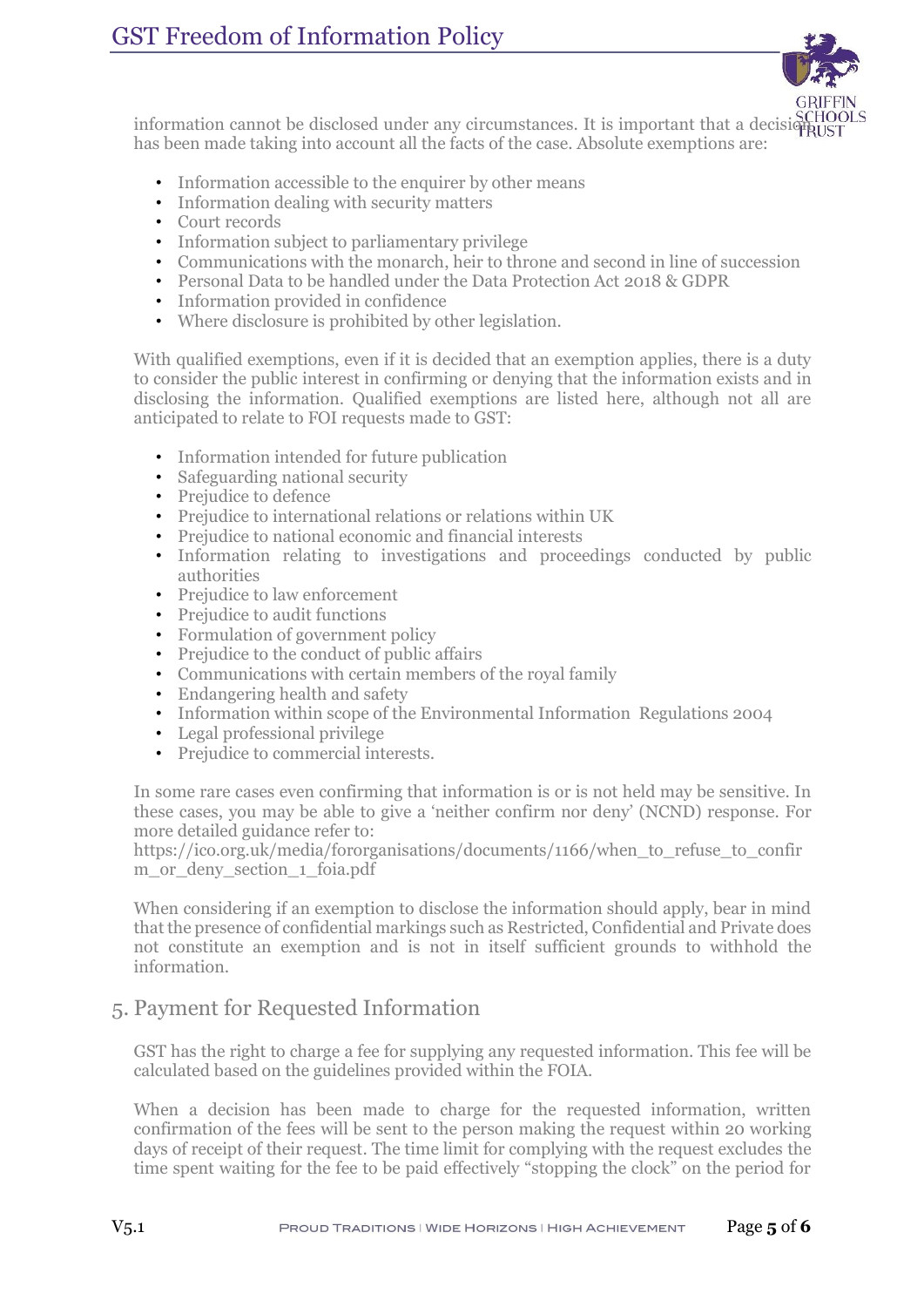information cannot be disclosed under any circumstances. It is important that a decision has been made taking into account all the facts of the case. Absolute exemptions are:

- Information accessible to the enquirer by other means
- Information dealing with security matters
- Court records
- Information subject to parliamentary privilege
- Communications with the monarch, heir to throne and second in line of succession
- Personal Data to be handled under the Data Protection Act 2018 & GDPR
- Information provided in confidence
- Where disclosure is prohibited by other legislation.

With qualified exemptions, even if it is decided that an exemption applies, there is a duty to consider the public interest in confirming or denying that the information exists and in disclosing the information. Qualified exemptions are listed here, although not all are anticipated to relate to FOI requests made to GST:

- Information intended for future publication
- Safeguarding national security
- Prejudice to defence
- Prejudice to international relations or relations within UK
- Prejudice to national economic and financial interests
- Information relating to investigations and proceedings conducted by public authorities
- Prejudice to law enforcement
- Prejudice to audit functions
- Formulation of government policy
- Prejudice to the conduct of public affairs
- Communications with certain members of the royal family
- Endangering health and safety
- Information within scope of the Environmental Information Regulations 2004
- Legal professional privilege
- Prejudice to commercial interests.

In some rare cases even confirming that information is or is not held may be sensitive. In these cases, you may be able to give a 'neither confirm nor deny' (NCND) response. For more detailed guidance refer to:
https://ico.org.uk/media/fororganisations/documents/1166/when_to_refuse_to_confirm_or_deny_section_1_foia.pdf

When considering if an exemption to disclose the information should apply, bear in mind that the presence of confidential markings such as Restricted, Confidential and Private does not constitute an exemption and is not in itself sufficient grounds to withhold the information.

## 5. Payment for Requested Information

GST has the right to charge a fee for supplying any requested information. This fee will be calculated based on the guidelines provided within the FOIA.

When a decision has been made to charge for the requested information, written confirmation of the fees will be sent to the person making the request within 20 working days of receipt of their request. The time limit for complying with the request excludes the time spent waiting for the fee to be paid effectively "stopping the clock" on the period for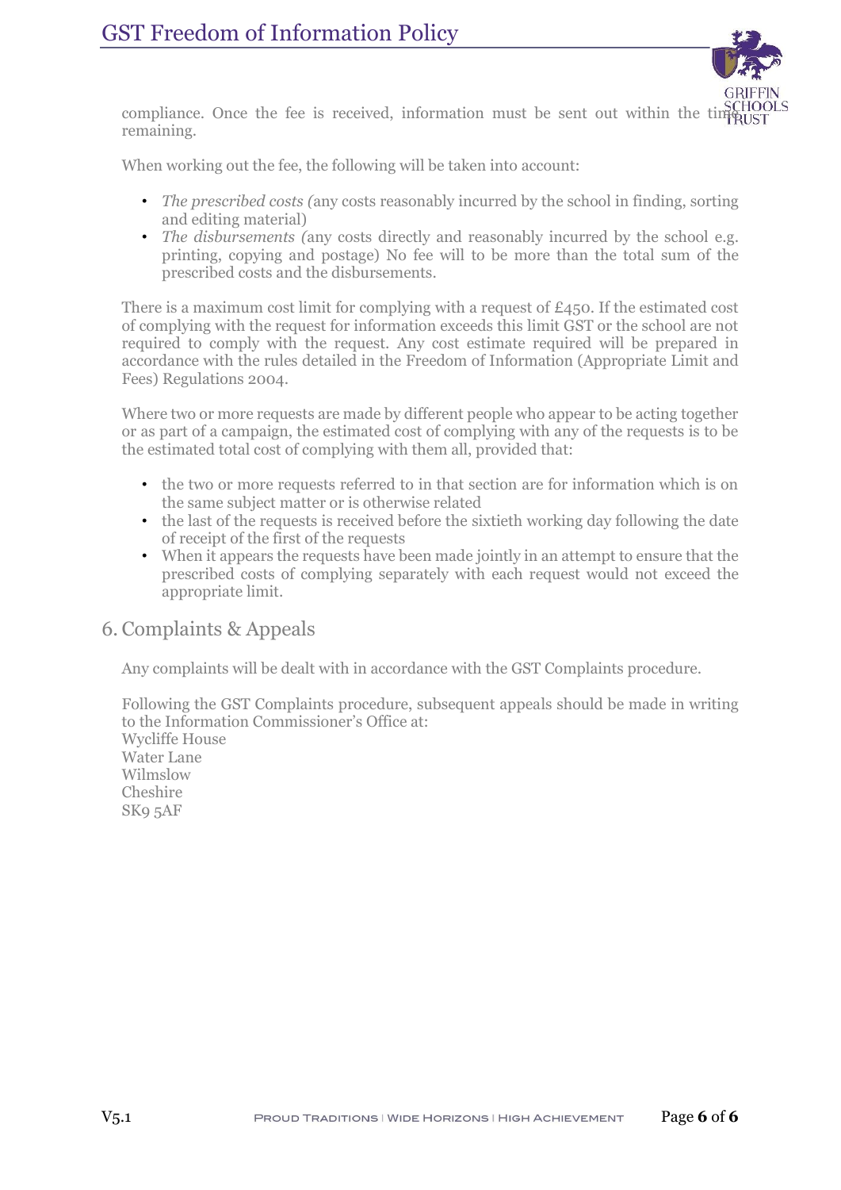compliance. Once the fee is received, information must be sent out within the time remaining.

When working out the fee, the following will be taken into account:

- *The prescribed costs (*any costs reasonably incurred by the school in finding, sorting and editing material)
- *The disbursements (*any costs directly and reasonably incurred by the school e.g. printing, copying and postage) No fee will to be more than the total sum of the prescribed costs and the disbursements.

There is a maximum cost limit for complying with a request of £450. If the estimated cost of complying with the request for information exceeds this limit GST or the school are not required to comply with the request. Any cost estimate required will be prepared in accordance with the rules detailed in the Freedom of Information (Appropriate Limit and Fees) Regulations 2004.

Where two or more requests are made by different people who appear to be acting together or as part of a campaign, the estimated cost of complying with any of the requests is to be the estimated total cost of complying with them all, provided that:

- the two or more requests referred to in that section are for information which is on the same subject matter or is otherwise related
- the last of the requests is received before the sixtieth working day following the date of receipt of the first of the requests
- When it appears the requests have been made jointly in an attempt to ensure that the prescribed costs of complying separately with each request would not exceed the appropriate limit.

## 6. Complaints & Appeals

Any complaints will be dealt with in accordance with the GST Complaints procedure.

Following the GST Complaints procedure, subsequent appeals should be made in writing to the Information Commissioner's Office at:
Wycliffe House
Water Lane
Wilmslow
Cheshire
SK9 5AF